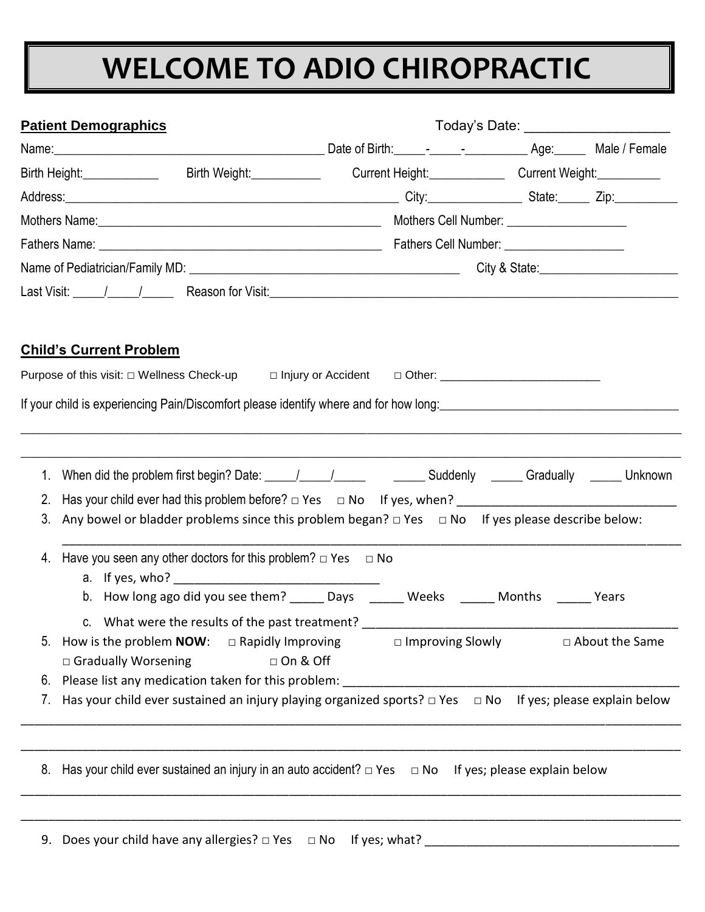# WELCOME TO ADIO CHIROPRACTIC

**Patient Demographics**

Today's Date: ____________________

Name:__________________________________________ Date of Birth:_____-_____-__________ Age:_____ Male / Female

Birth Height:____________ Birth Weight:___________ Current Height:____________ Current Weight:__________

Address:______________________________________________________ City:_______________ State:_____ Zip:__________

Mothers Name:_____________________________________________ Mothers Cell Number: ___________________

Fathers Name: _____________________________________________ Fathers Cell Number: ___________________

Name of Pediatrician/Family MD: __________________________________________ City & State:______________________

Last Visit: _____/_____/_____ Reason for Visit:_________________________________________________________________

**Child's Current Problem**

Purpose of this visit: □ Wellness Check-up □ Injury or Accident □ Other: _________________________

If your child is experiencing Pain/Discomfort please identify where and for how long:_______________________________________

_____________________________________________________________________________________________________

_____________________________________________________________________________________________________

1. When did the problem first begin? Date: _____/_____/_____ _____ Suddenly _____ Gradually _____ Unknown
2. Has your child ever had this problem before? □ Yes □ No If yes, when? _________________________________
3. Any bowel or bladder problems since this problem began? □ Yes □ No If yes please describe below:

   _____________________________________________________________________________________________
4. Have you seen any other doctors for this problem? □ Yes □ No
   a. If yes, who? ______________________________
   b. How long ago did you see them? _____ Days _____ Weeks _____ Months _____ Years
   c. What were the results of the past treatment? ________________________________________________
5. How is the problem **NOW**: □ Rapidly Improving □ Improving Slowly □ About the Same □ Gradually Worsening □ On & Off
6. Please list any medication taken for this problem: __________________________________________________
7. Has your child ever sustained an injury playing organized sports? □ Yes □ No If yes; please explain below

_____________________________________________________________________________________________________

_____________________________________________________________________________________________________

8. Has your child ever sustained an injury in an auto accident? □ Yes □ No If yes; please explain below

_____________________________________________________________________________________________________

_____________________________________________________________________________________________________

9. Does your child have any allergies? □ Yes □ No If yes; what? _____________________________________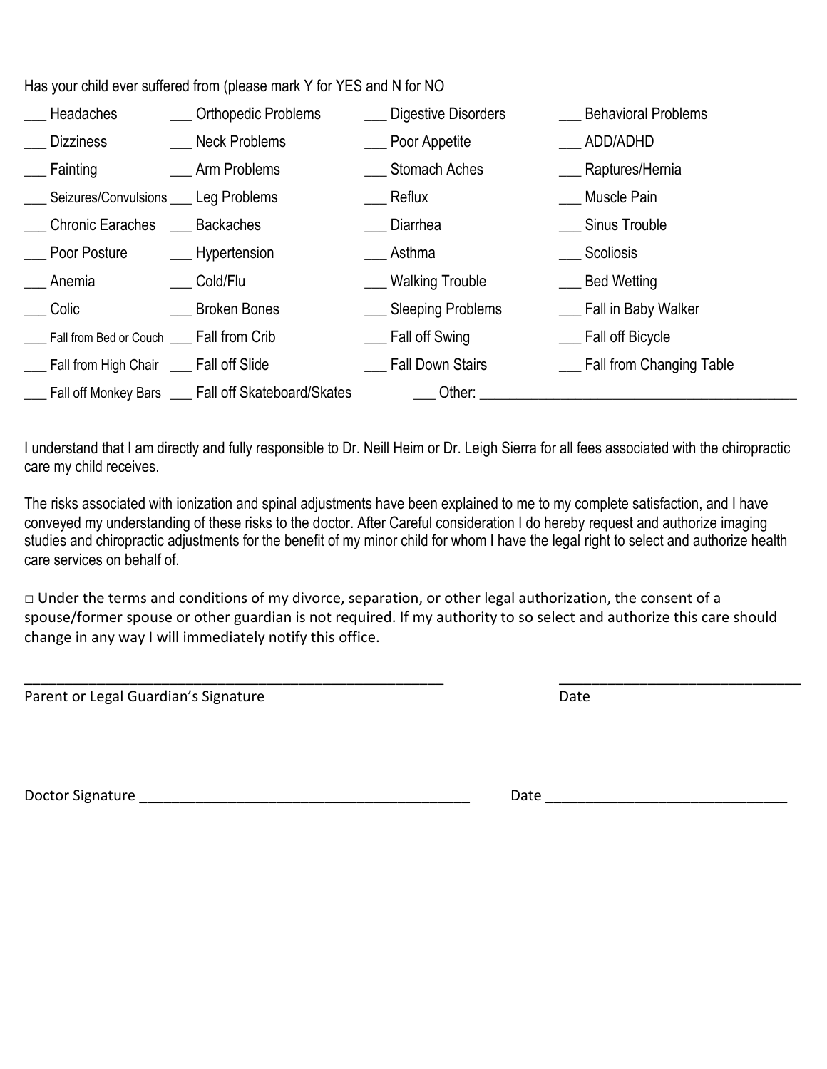Has your child ever suffered from (please mark Y for YES and N for NO

| | | | |
|---|---|---|---|
| ___ Headaches | ___ Orthopedic Problems | ___ Digestive Disorders | ___ Behavioral Problems |
| ___ Dizziness | ___ Neck Problems | ___ Poor Appetite | ___ ADD/ADHD |
| ___ Fainting | ___ Arm Problems | ___ Stomach Aches | ___ Raptures/Hernia |
| ___ Seizures/Convulsions | ___ Leg Problems | ___ Reflux | ___ Muscle Pain |
| ___ Chronic Earaches | ___ Backaches | ___ Diarrhea | ___ Sinus Trouble |
| ___ Poor Posture | ___ Hypertension | ___ Asthma | ___ Scoliosis |
| ___ Anemia | ___ Cold/Flu | ___ Walking Trouble | ___ Bed Wetting |
| ___ Colic | ___ Broken Bones | ___ Sleeping Problems | ___ Fall in Baby Walker |
| ___ Fall from Bed or Couch | ___ Fall from Crib | ___ Fall off Swing | ___ Fall off Bicycle |
| ___ Fall from High Chair | ___ Fall off Slide | ___ Fall Down Stairs | ___ Fall from Changing Table |
| ___ Fall off Monkey Bars | ___ Fall off Skateboard/Skates | ___ Other: ______________________________ | |

I understand that I am directly and fully responsible to Dr. Neill Heim or Dr. Leigh Sierra for all fees associated with the chiropractic care my child receives.

The risks associated with ionization and spinal adjustments have been explained to me to my complete satisfaction, and I have conveyed my understanding of these risks to the doctor. After Careful consideration I do hereby request and authorize imaging studies and chiropractic adjustments for the benefit of my minor child for whom I have the legal right to select and authorize health care services on behalf of.

□ Under the terms and conditions of my divorce, separation, or other legal authorization, the consent of a spouse/former spouse or other guardian is not required. If my authority to so select and authorize this care should change in any way I will immediately notify this office.

_______________________________________________ _______________________________

Parent or Legal Guardian's Signature Date

Doctor Signature _______________________________________ Date ____________________________